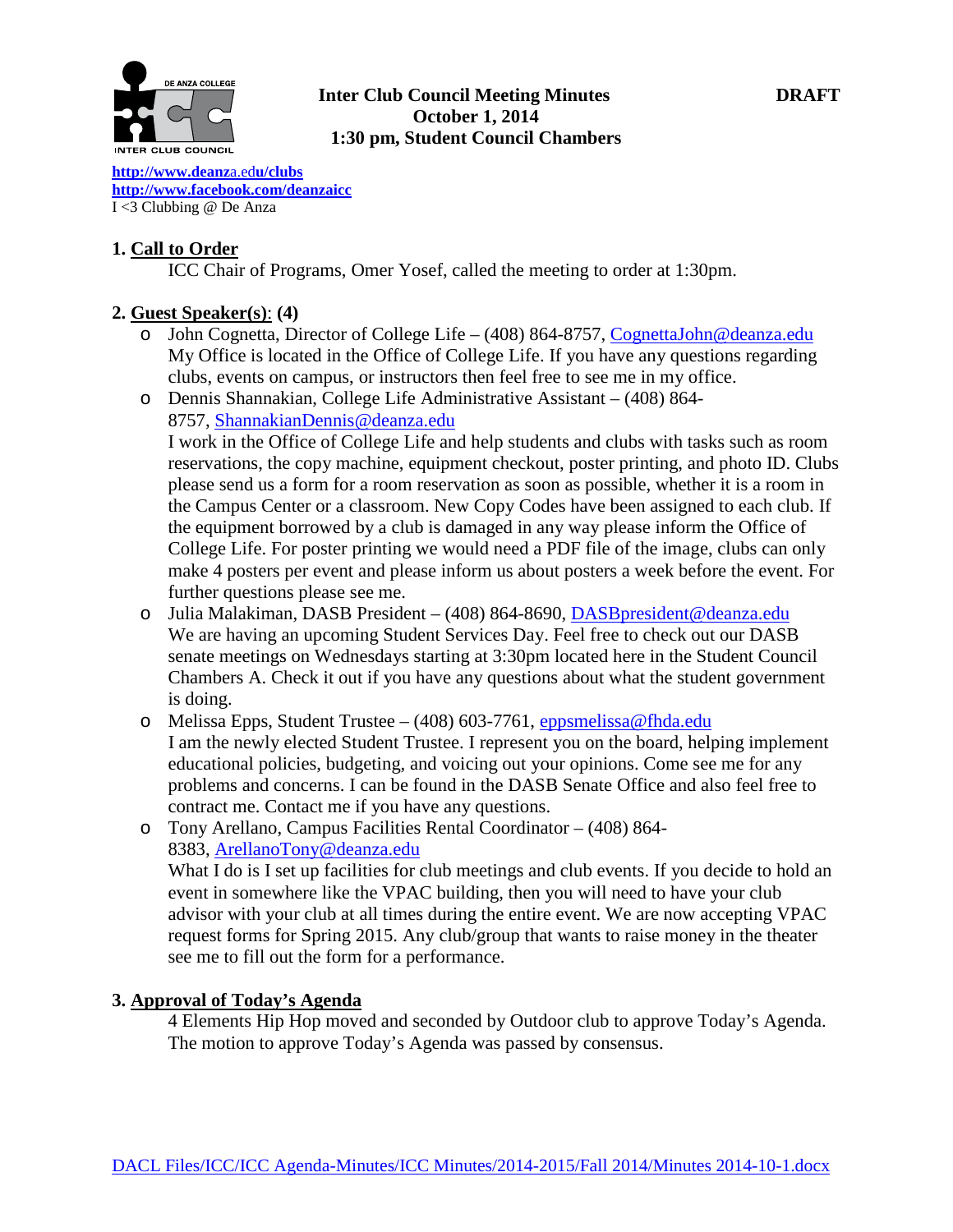# Inter Club Council Meeting Minutes

**October 1, 2014**

**1:30 pm, Student Council Chambers**

**DRAFT**

http://www.deanza.edu/clubs
http://www.facebook.com/deanzaicc
I <3 Clubbing @ De Anza

## 1. Call to Order

ICC Chair of Programs, Omer Yosef, called the meeting to order at 1:30pm.

## 2. Guest Speaker(s): (4)

- John Cognetta, Director of College Life – (408) 864-8757, CognettaJohn@deanza.edu
  My Office is located in the Office of College Life. If you have any questions regarding clubs, events on campus, or instructors then feel free to see me in my office.
- Dennis Shannakian, College Life Administrative Assistant – (408) 864-8757, ShannakianDennis@deanza.edu
  I work in the Office of College Life and help students and clubs with tasks such as room reservations, the copy machine, equipment checkout, poster printing, and photo ID. Clubs please send us a form for a room reservation as soon as possible, whether it is a room in the Campus Center or a classroom. New Copy Codes have been assigned to each club. If the equipment borrowed by a club is damaged in any way please inform the Office of College Life. For poster printing we would need a PDF file of the image, clubs can only make 4 posters per event and please inform us about posters a week before the event. For further questions please see me.
- Julia Malakiman, DASB President – (408) 864-8690, DASBpresident@deanza.edu
  We are having an upcoming Student Services Day. Feel free to check out our DASB senate meetings on Wednesdays starting at 3:30pm located here in the Student Council Chambers A. Check it out if you have any questions about what the student government is doing.
- Melissa Epps, Student Trustee – (408) 603-7761, eppsmelissa@fhda.edu
  I am the newly elected Student Trustee. I represent you on the board, helping implement educational policies, budgeting, and voicing out your opinions. Come see me for any problems and concerns. I can be found in the DASB Senate Office and also feel free to contract me. Contact me if you have any questions.
- Tony Arellano, Campus Facilities Rental Coordinator – (408) 864-8383, ArellanoTony@deanza.edu
  What I do is I set up facilities for club meetings and club events. If you decide to hold an event in somewhere like the VPAC building, then you will need to have your club advisor with your club at all times during the entire event. We are now accepting VPAC request forms for Spring 2015. Any club/group that wants to raise money in the theater see me to fill out the form for a performance.

## 3. Approval of Today's Agenda

4 Elements Hip Hop moved and seconded by Outdoor club to approve Today's Agenda. The motion to approve Today's Agenda was passed by consensus.

DACL Files/ICC/ICC Agenda-Minutes/ICC Minutes/2014-2015/Fall 2014/Minutes 2014-10-1.docx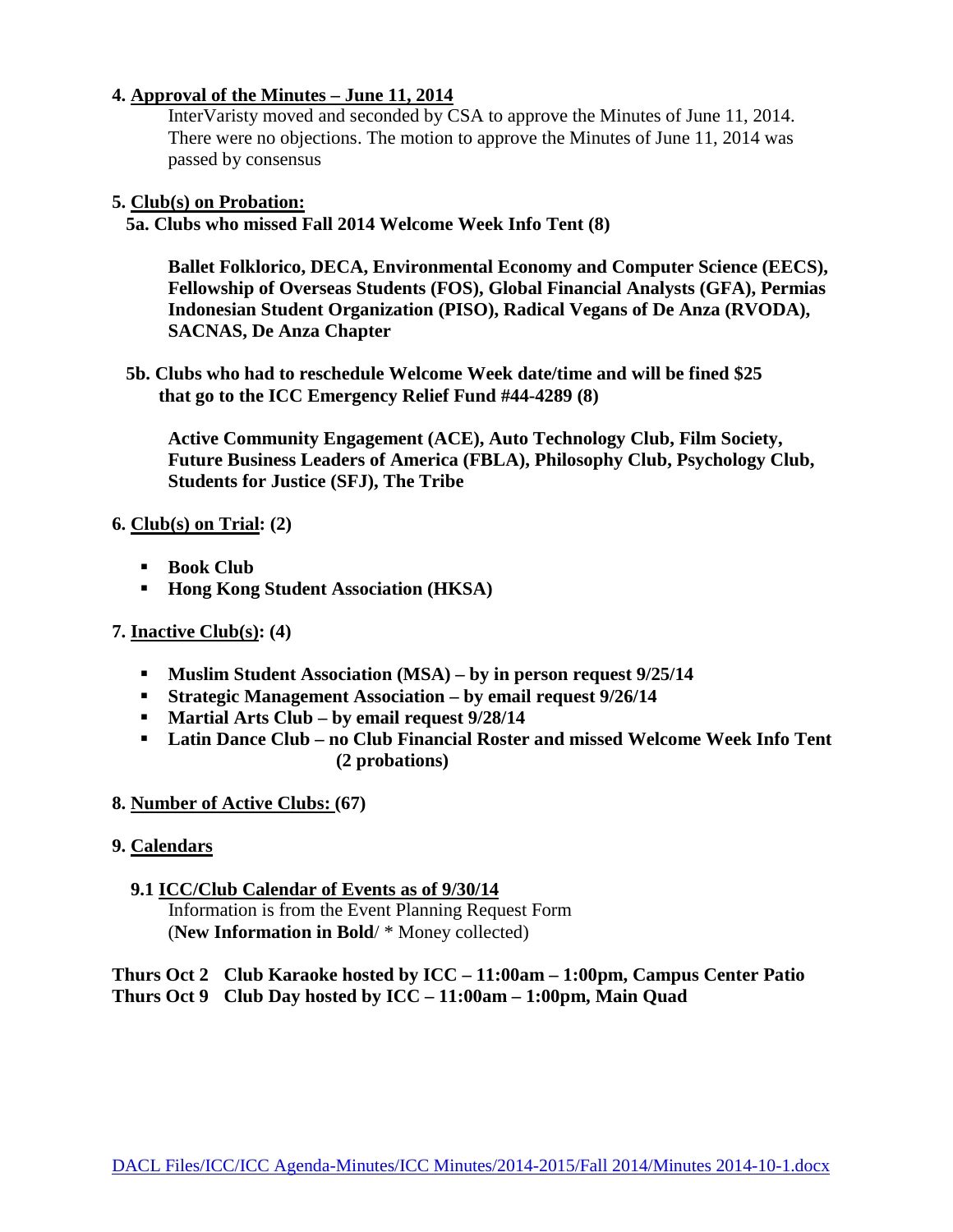**4. Approval of the Minutes – June 11, 2014**

InterVaristy moved and seconded by CSA to approve the Minutes of June 11, 2014. There were no objections. The motion to approve the Minutes of June 11, 2014 was passed by consensus

**5. Club(s) on Probation:**

**5a. Clubs who missed Fall 2014 Welcome Week Info Tent (8)**

**Ballet Folklorico, DECA, Environmental Economy and Computer Science (EECS), Fellowship of Overseas Students (FOS), Global Financial Analysts (GFA), Permias Indonesian Student Organization (PISO), Radical Vegans of De Anza (RVODA), SACNAS, De Anza Chapter**

**5b. Clubs who had to reschedule Welcome Week date/time and will be fined $25 that go to the ICC Emergency Relief Fund #44-4289 (8)**

**Active Community Engagement (ACE), Auto Technology Club, Film Society, Future Business Leaders of America (FBLA), Philosophy Club, Psychology Club, Students for Justice (SFJ), The Tribe**

**6. Club(s) on Trial: (2)**

- **Book Club**
- **Hong Kong Student Association (HKSA)**

**7. Inactive Club(s): (4)**

- **Muslim Student Association (MSA) – by in person request 9/25/14**
- **Strategic Management Association – by email request 9/26/14**
- **Martial Arts Club – by email request 9/28/14**
- **Latin Dance Club – no Club Financial Roster and missed Welcome Week Info Tent (2 probations)**

**8. Number of Active Clubs: (67)**

**9. Calendars**

**9.1 ICC/Club Calendar of Events as of 9/30/14**

Information is from the Event Planning Request Form
(**New Information in Bold**/ * Money collected)

**Thurs Oct 2 Club Karaoke hosted by ICC – 11:00am – 1:00pm, Campus Center Patio**
**Thurs Oct 9 Club Day hosted by ICC – 11:00am – 1:00pm, Main Quad**

DACL Files/ICC/ICC Agenda-Minutes/ICC Minutes/2014-2015/Fall 2014/Minutes 2014-10-1.docx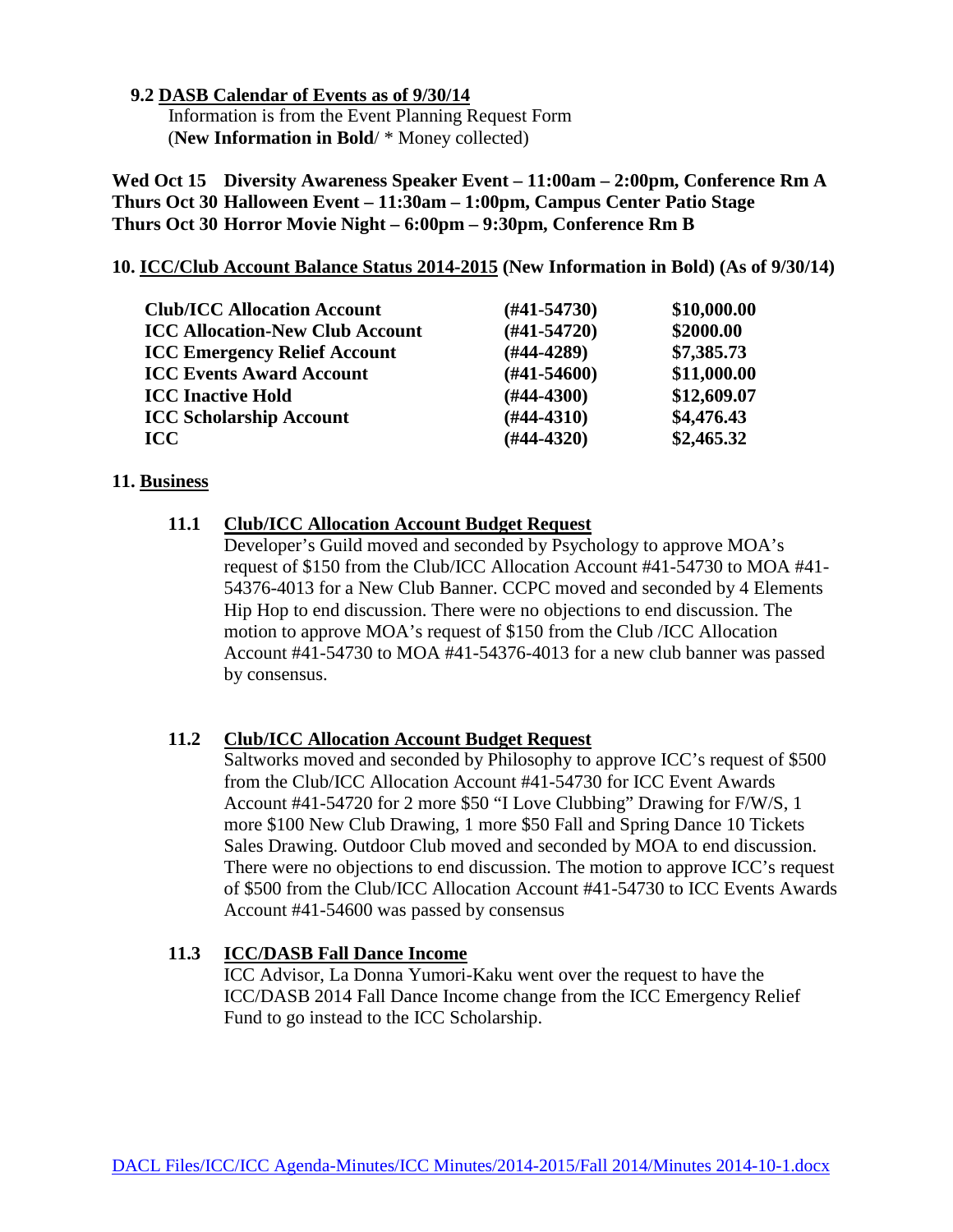**9.2 DASB Calendar of Events as of 9/30/14**

Information is from the Event Planning Request Form (**New Information in Bold**/ * Money collected)

**Wed Oct 15 Diversity Awareness Speaker Event – 11:00am – 2:00pm, Conference Rm A**
**Thurs Oct 30 Halloween Event – 11:30am – 1:00pm, Campus Center Patio Stage**
**Thurs Oct 30 Horror Movie Night – 6:00pm – 9:30pm, Conference Rm B**

**10. ICC/Club Account Balance Status 2014-2015 (New Information in Bold) (As of 9/30/14)**

| | | |
|---|---|---|
| **Club/ICC Allocation Account** | **(#41-54730)** | **$10,000.00** |
| **ICC Allocation-New Club Account** | **(#41-54720)** | **$2000.00** |
| **ICC Emergency Relief Account** | **(#44-4289)** | **$7,385.73** |
| **ICC Events Award Account** | **(#41-54600)** | **$11,000.00** |
| **ICC Inactive Hold** | **(#44-4300)** | **$12,609.07** |
| **ICC Scholarship Account** | **(#44-4310)** | **$4,476.43** |
| **ICC** | **(#44-4320)** | **$2,465.32** |

**11. Business**

**11.1 Club/ICC Allocation Account Budget Request**

Developer's Guild moved and seconded by Psychology to approve MOA's request of $150 from the Club/ICC Allocation Account #41-54730 to MOA #41-54376-4013 for a New Club Banner. CCPC moved and seconded by 4 Elements Hip Hop to end discussion. There were no objections to end discussion. The motion to approve MOA's request of $150 from the Club /ICC Allocation Account #41-54730 to MOA #41-54376-4013 for a new club banner was passed by consensus.

**11.2 Club/ICC Allocation Account Budget Request**

Saltworks moved and seconded by Philosophy to approve ICC's request of $500 from the Club/ICC Allocation Account #41-54730 for ICC Event Awards Account #41-54720 for 2 more $50 "I Love Clubbing" Drawing for F/W/S, 1 more $100 New Club Drawing, 1 more $50 Fall and Spring Dance 10 Tickets Sales Drawing. Outdoor Club moved and seconded by MOA to end discussion. There were no objections to end discussion. The motion to approve ICC's request of $500 from the Club/ICC Allocation Account #41-54730 to ICC Events Awards Account #41-54600 was passed by consensus

**11.3 ICC/DASB Fall Dance Income**

ICC Advisor, La Donna Yumori-Kaku went over the request to have the ICC/DASB 2014 Fall Dance Income change from the ICC Emergency Relief Fund to go instead to the ICC Scholarship.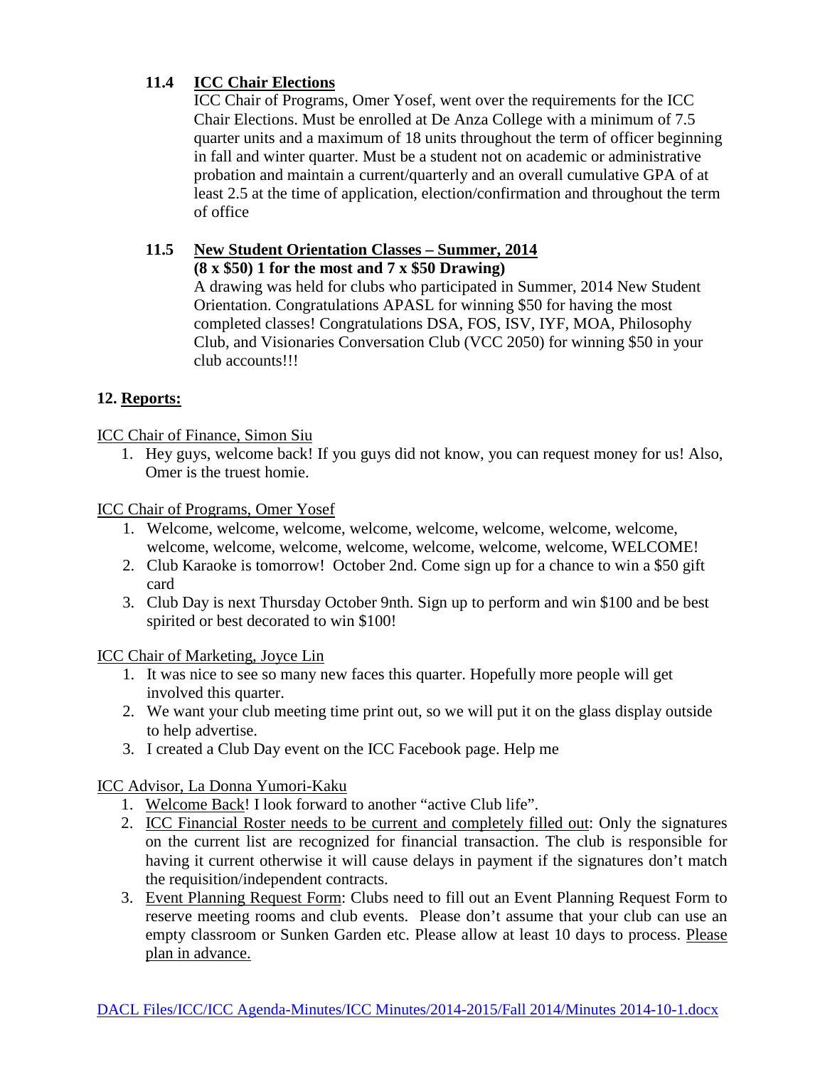### 11.4 ICC Chair Elections

ICC Chair of Programs, Omer Yosef, went over the requirements for the ICC Chair Elections. Must be enrolled at De Anza College with a minimum of 7.5 quarter units and a maximum of 18 units throughout the term of officer beginning in fall and winter quarter. Must be a student not on academic or administrative probation and maintain a current/quarterly and an overall cumulative GPA of at least 2.5 at the time of application, election/confirmation and throughout the term of office

### 11.5 New Student Orientation Classes – Summer, 2014

**(8 x $50) 1 for the most and 7 x $50 Drawing)**

A drawing was held for clubs who participated in Summer, 2014 New Student Orientation. Congratulations APASL for winning $50 for having the most completed classes! Congratulations DSA, FOS, ISV, IYF, MOA, Philosophy Club, and Visionaries Conversation Club (VCC 2050) for winning $50 in your club accounts!!!

## 12. Reports:

ICC Chair of Finance, Simon Siu

1. Hey guys, welcome back! If you guys did not know, you can request money for us! Also, Omer is the truest homie.

ICC Chair of Programs, Omer Yosef

1. Welcome, welcome, welcome, welcome, welcome, welcome, welcome, welcome, welcome, welcome, welcome, welcome, welcome, welcome, welcome, WELCOME!
2. Club Karaoke is tomorrow! October 2nd. Come sign up for a chance to win a $50 gift card
3. Club Day is next Thursday October 9nth. Sign up to perform and win $100 and be best spirited or best decorated to win $100!

ICC Chair of Marketing, Joyce Lin

1. It was nice to see so many new faces this quarter. Hopefully more people will get involved this quarter.
2. We want your club meeting time print out, so we will put it on the glass display outside to help advertise.
3. I created a Club Day event on the ICC Facebook page. Help me

ICC Advisor, La Donna Yumori-Kaku

1. Welcome Back! I look forward to another "active Club life".
2. ICC Financial Roster needs to be current and completely filled out: Only the signatures on the current list are recognized for financial transaction. The club is responsible for having it current otherwise it will cause delays in payment if the signatures don't match the requisition/independent contracts.
3. Event Planning Request Form: Clubs need to fill out an Event Planning Request Form to reserve meeting rooms and club events. Please don't assume that your club can use an empty classroom or Sunken Garden etc. Please allow at least 10 days to process. Please plan in advance.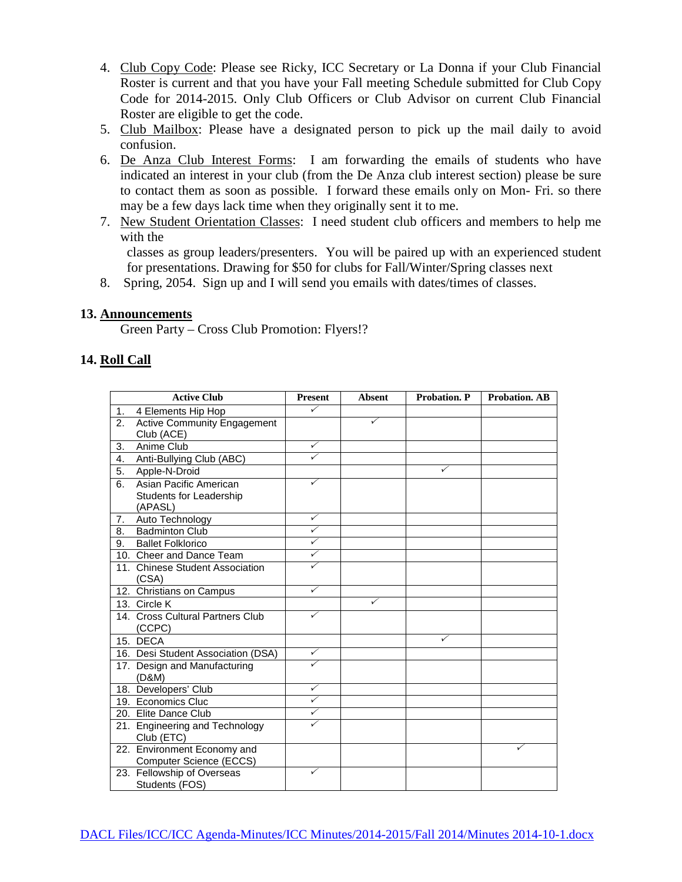4. Club Copy Code: Please see Ricky, ICC Secretary or La Donna if your Club Financial Roster is current and that you have your Fall meeting Schedule submitted for Club Copy Code for 2014-2015. Only Club Officers or Club Advisor on current Club Financial Roster are eligible to get the code.
5. Club Mailbox: Please have a designated person to pick up the mail daily to avoid confusion.
6. De Anza Club Interest Forms: I am forwarding the emails of students who have indicated an interest in your club (from the De Anza club interest section) please be sure to contact them as soon as possible. I forward these emails only on Mon- Fri. so there may be a few days lack time when they originally sent it to me.
7. New Student Orientation Classes: I need student club officers and members to help me with the

   classes as group leaders/presenters. You will be paired up with an experienced student for presentations. Drawing for $50 for clubs for Fall/Winter/Spring classes next
8. Spring, 2054. Sign up and I will send you emails with dates/times of classes.

## 13. Announcements

Green Party – Cross Club Promotion: Flyers!?

## 14. Roll Call

| Active Club | Present | Absent | Probation. P | Probation. AB |
|---|---|---|---|---|
| 1. 4 Elements Hip Hop | ✓ | | | |
| 2. Active Community Engagement Club (ACE) | | ✓ | | |
| 3. Anime Club | ✓ | | | |
| 4. Anti-Bullying Club (ABC) | ✓ | | | |
| 5. Apple-N-Droid | | | ✓ | |
| 6. Asian Pacific American Students for Leadership (APASL) | ✓ | | | |
| 7. Auto Technology | ✓ | | | |
| 8. Badminton Club | ✓ | | | |
| 9. Ballet Folklorico | ✓ | | | |
| 10. Cheer and Dance Team | ✓ | | | |
| 11. Chinese Student Association (CSA) | ✓ | | | |
| 12. Christians on Campus | ✓ | | | |
| 13. Circle K | | ✓ | | |
| 14. Cross Cultural Partners Club (CCPC) | ✓ | | | |
| 15. DECA | | | ✓ | |
| 16. Desi Student Association (DSA) | ✓ | | | |
| 17. Design and Manufacturing (D&M) | ✓ | | | |
| 18. Developers' Club | ✓ | | | |
| 19. Economics Cluc | ✓ | | | |
| 20. Elite Dance Club | ✓ | | | |
| 21. Engineering and Technology Club (ETC) | ✓ | | | |
| 22. Environment Economy and Computer Science (ECCS) | | | | ✓ |
| 23. Fellowship of Overseas Students (FOS) | ✓ | | | |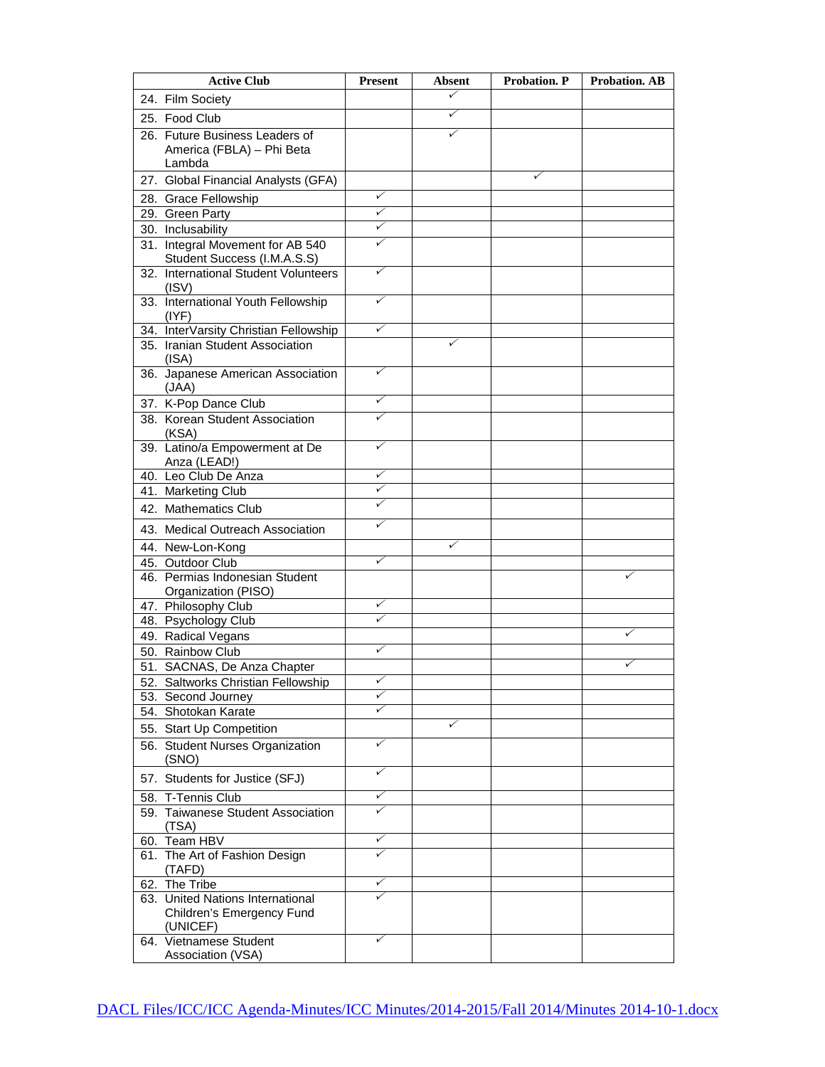| Active Club | Present | Absent | Probation. P | Probation. AB |
|---|---|---|---|---|
| 24. Film Society | | ✓ | | |
| 25. Food Club | | ✓ | | |
| 26. Future Business Leaders of America (FBLA) – Phi Beta Lambda | | ✓ | | |
| 27. Global Financial Analysts (GFA) | | | ✓ | |
| 28. Grace Fellowship | ✓ | | | |
| 29. Green Party | ✓ | | | |
| 30. Inclusability | ✓ | | | |
| 31. Integral Movement for AB 540 Student Success (I.M.A.S.S) | ✓ | | | |
| 32. International Student Volunteers (ISV) | ✓ | | | |
| 33. International Youth Fellowship (IYF) | ✓ | | | |
| 34. InterVarsity Christian Fellowship | ✓ | | | |
| 35. Iranian Student Association (ISA) | | ✓ | | |
| 36. Japanese American Association (JAA) | ✓ | | | |
| 37. K-Pop Dance Club | ✓ | | | |
| 38. Korean Student Association (KSA) | ✓ | | | |
| 39. Latino/a Empowerment at De Anza (LEAD!) | ✓ | | | |
| 40. Leo Club De Anza | ✓ | | | |
| 41. Marketing Club | ✓ | | | |
| 42. Mathematics Club | ✓ | | | |
| 43. Medical Outreach Association | ✓ | | | |
| 44. New-Lon-Kong | | ✓ | | |
| 45. Outdoor Club | ✓ | | | |
| 46. Permias Indonesian Student Organization (PISO) | | | | ✓ |
| 47. Philosophy Club | ✓ | | | |
| 48. Psychology Club | ✓ | | | |
| 49. Radical Vegans | | | | ✓ |
| 50. Rainbow Club | ✓ | | | |
| 51. SACNAS, De Anza Chapter | | | | ✓ |
| 52. Saltworks Christian Fellowship | ✓ | | | |
| 53. Second Journey | ✓ | | | |
| 54. Shotokan Karate | ✓ | | | |
| 55. Start Up Competition | | ✓ | | |
| 56. Student Nurses Organization (SNO) | ✓ | | | |
| 57. Students for Justice (SFJ) | ✓ | | | |
| 58. T-Tennis Club | ✓ | | | |
| 59. Taiwanese Student Association (TSA) | ✓ | | | |
| 60. Team HBV | ✓ | | | |
| 61. The Art of Fashion Design (TAFD) | ✓ | | | |
| 62. The Tribe | ✓ | | | |
| 63. United Nations International Children's Emergency Fund (UNICEF) | ✓ | | | |
| 64. Vietnamese Student Association (VSA) | ✓ | | | |

DACL Files/ICC/ICC Agenda-Minutes/ICC Minutes/2014-2015/Fall 2014/Minutes 2014-10-1.docx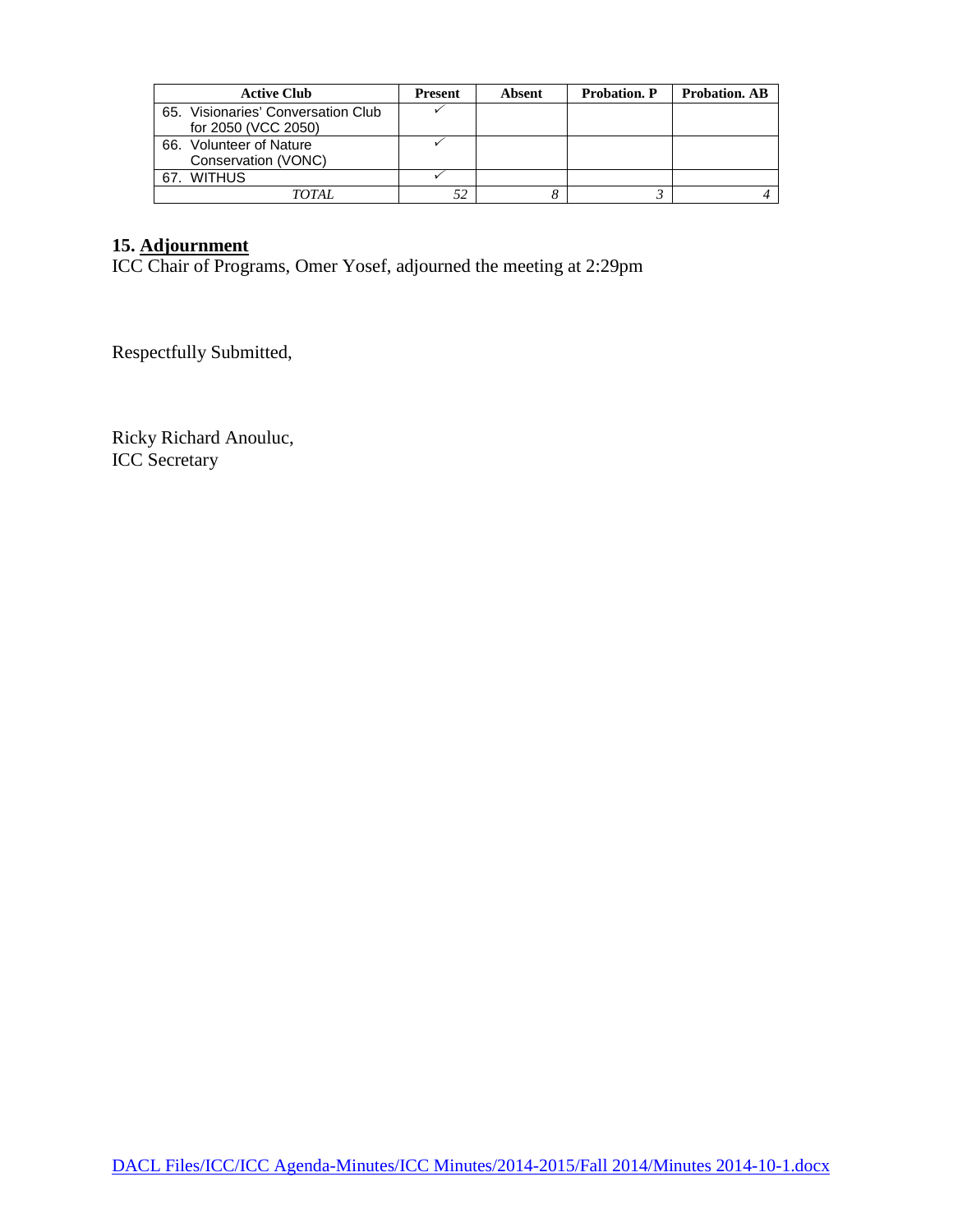| Active Club | Present | Absent | Probation. P | Probation. AB |
| --- | --- | --- | --- | --- |
| 65. Visionaries' Conversation Club for 2050 (VCC 2050) | ✓ | | | |
| 66. Volunteer of Nature Conservation (VONC) | ✓ | | | |
| 67. WITHUS | ✓ | | | |
| *TOTAL* | *52* | *8* | *3* | *4* |

## 15. Adjournment

ICC Chair of Programs, Omer Yosef, adjourned the meeting at 2:29pm

Respectfully Submitted,

Ricky Richard Anouluc,
ICC Secretary

DACL Files/ICC/ICC Agenda-Minutes/ICC Minutes/2014-2015/Fall 2014/Minutes 2014-10-1.docx